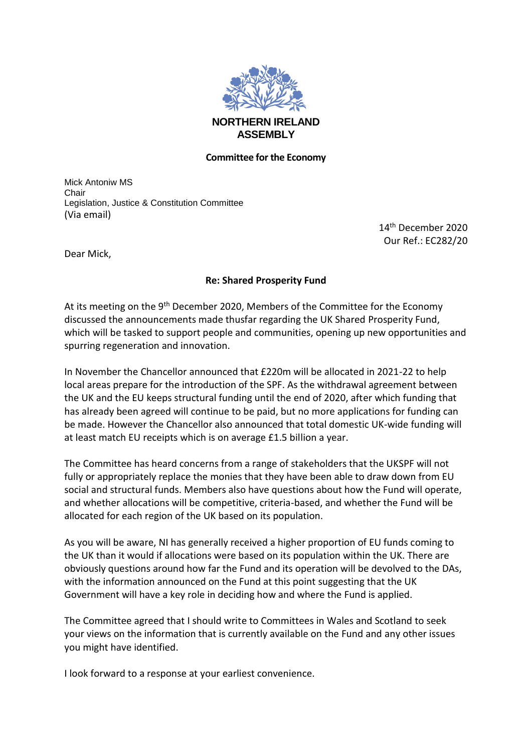**NORTHERN IRELAND ASSEMBLY**

**Committee for the Economy**

Mick Antoniw MS
Chair
Legislation, Justice & Constitution Committee
(Via email)

14th December 2020
Our Ref.: EC282/20

Dear Mick,

**Re: Shared Prosperity Fund**

At its meeting on the 9th December 2020, Members of the Committee for the Economy discussed the announcements made thusfar regarding the UK Shared Prosperity Fund, which will be tasked to support people and communities, opening up new opportunities and spurring regeneration and innovation.

In November the Chancellor announced that £220m will be allocated in 2021-22 to help local areas prepare for the introduction of the SPF. As the withdrawal agreement between the UK and the EU keeps structural funding until the end of 2020, after which funding that has already been agreed will continue to be paid, but no more applications for funding can be made. However the Chancellor also announced that total domestic UK-wide funding will at least match EU receipts which is on average £1.5 billion a year.

The Committee has heard concerns from a range of stakeholders that the UKSPF will not fully or appropriately replace the monies that they have been able to draw down from EU social and structural funds. Members also have questions about how the Fund will operate, and whether allocations will be competitive, criteria-based, and whether the Fund will be allocated for each region of the UK based on its population.

As you will be aware, NI has generally received a higher proportion of EU funds coming to the UK than it would if allocations were based on its population within the UK. There are obviously questions around how far the Fund and its operation will be devolved to the DAs, with the information announced on the Fund at this point suggesting that the UK Government will have a key role in deciding how and where the Fund is applied.

The Committee agreed that I should write to Committees in Wales and Scotland to seek your views on the information that is currently available on the Fund and any other issues you might have identified.

I look forward to a response at your earliest convenience.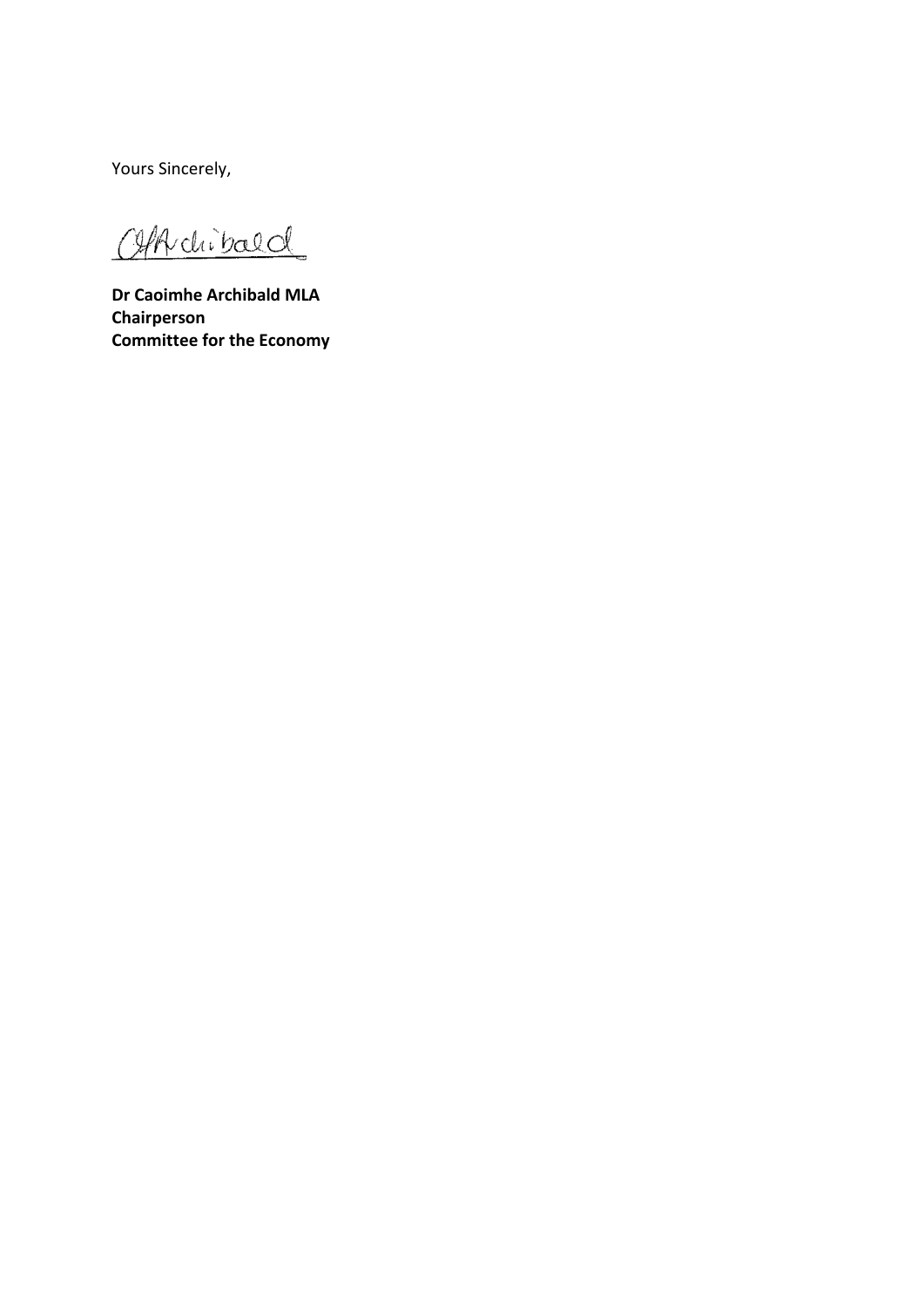Yours Sincerely,

CArchibald

**Dr Caoimhe Archibald MLA**
**Chairperson**
**Committee for the Economy**